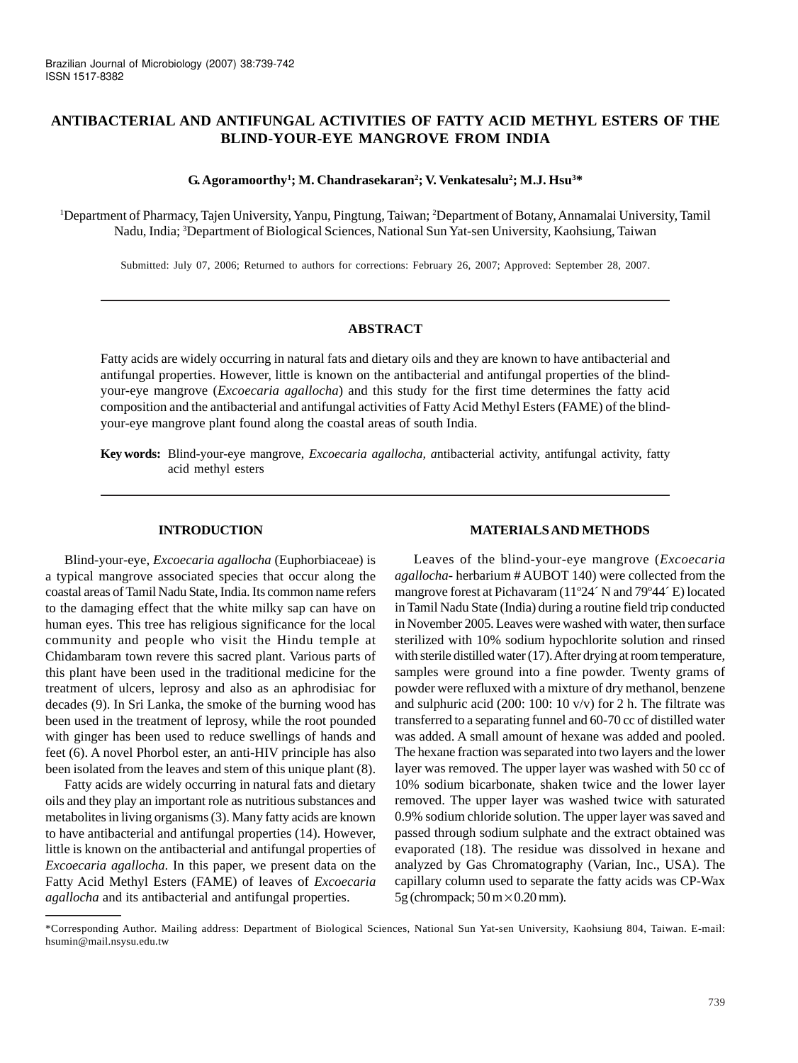# ANTIBACTERIAL AND ANTIFUNGAL ACTIVITIES OF FATTY ACID METHYL ESTERS OF THE BLIND-YOUR-EYE MANGROVE FROM INDIA

**G. Agoramoorthy[1]; M. Chandrasekaran[2]; V. Venkatesalu[2]; M.J. Hsu[3]***

[1]Department of Pharmacy, Tajen University, Yanpu, Pingtung, Taiwan; [2]Department of Botany, Annamalai University, Tamil Nadu, India; [3]Department of Biological Sciences, National Sun Yat-sen University, Kaohsiung, Taiwan

Submitted: July 07, 2006; Returned to authors for corrections: February 26, 2007; Approved: September 28, 2007.

## ABSTRACT

Fatty acids are widely occurring in natural fats and dietary oils and they are known to have antibacterial and antifungal properties. However, little is known on the antibacterial and antifungal properties of the blind-your-eye mangrove (*Excoecaria agallocha*) and this study for the first time determines the fatty acid composition and the antibacterial and antifungal activities of Fatty Acid Methyl Esters (FAME) of the blind-your-eye mangrove plant found along the coastal areas of south India.

**Key words:** Blind-your-eye mangrove, *Excoecaria agallocha, a*ntibacterial activity, antifungal activity, fatty acid methyl esters

## INTRODUCTION

Blind-your-eye, *Excoecaria agallocha* (Euphorbiaceae) is a typical mangrove associated species that occur along the coastal areas of Tamil Nadu State, India. Its common name refers to the damaging effect that the white milky sap can have on human eyes. This tree has religious significance for the local community and people who visit the Hindu temple at Chidambaram town revere this sacred plant. Various parts of this plant have been used in the traditional medicine for the treatment of ulcers, leprosy and also as an aphrodisiac for decades (9). In Sri Lanka, the smoke of the burning wood has been used in the treatment of leprosy, while the root pounded with ginger has been used to reduce swellings of hands and feet (6). A novel Phorbol ester, an anti-HIV principle has also been isolated from the leaves and stem of this unique plant (8).

Fatty acids are widely occurring in natural fats and dietary oils and they play an important role as nutritious substances and metabolites in living organisms (3). Many fatty acids are known to have antibacterial and antifungal properties (14). However, little is known on the antibacterial and antifungal properties of *Excoecaria agallocha*. In this paper, we present data on the Fatty Acid Methyl Esters (FAME) of leaves of *Excoecaria agallocha* and its antibacterial and antifungal properties.

## MATERIALS AND METHODS

Leaves of the blind-your-eye mangrove (*Excoecaria agallocha*- herbarium # AUBOT 140) were collected from the mangrove forest at Pichavaram (11º24´ N and 79º44´ E) located in Tamil Nadu State (India) during a routine field trip conducted in November 2005. Leaves were washed with water, then surface sterilized with 10% sodium hypochlorite solution and rinsed with sterile distilled water (17). After drying at room temperature, samples were ground into a fine powder. Twenty grams of powder were refluxed with a mixture of dry methanol, benzene and sulphuric acid (200: 100: 10 v/v) for 2 h. The filtrate was transferred to a separating funnel and 60-70 cc of distilled water was added. A small amount of hexane was added and pooled. The hexane fraction was separated into two layers and the lower layer was removed. The upper layer was washed with 50 cc of 10% sodium bicarbonate, shaken twice and the lower layer removed. The upper layer was washed twice with saturated 0.9% sodium chloride solution. The upper layer was saved and passed through sodium sulphate and the extract obtained was evaporated (18). The residue was dissolved in hexane and analyzed by Gas Chromatography (Varian, Inc., USA). The capillary column used to separate the fatty acids was CP-Wax 5g (chrompack; 50 m $\times$ 0.20 mm).

*Corresponding Author. Mailing address: Department of Biological Sciences, National Sun Yat-sen University, Kaohsiung 804, Taiwan. E-mail: hsumin@mail.nsysu.edu.tw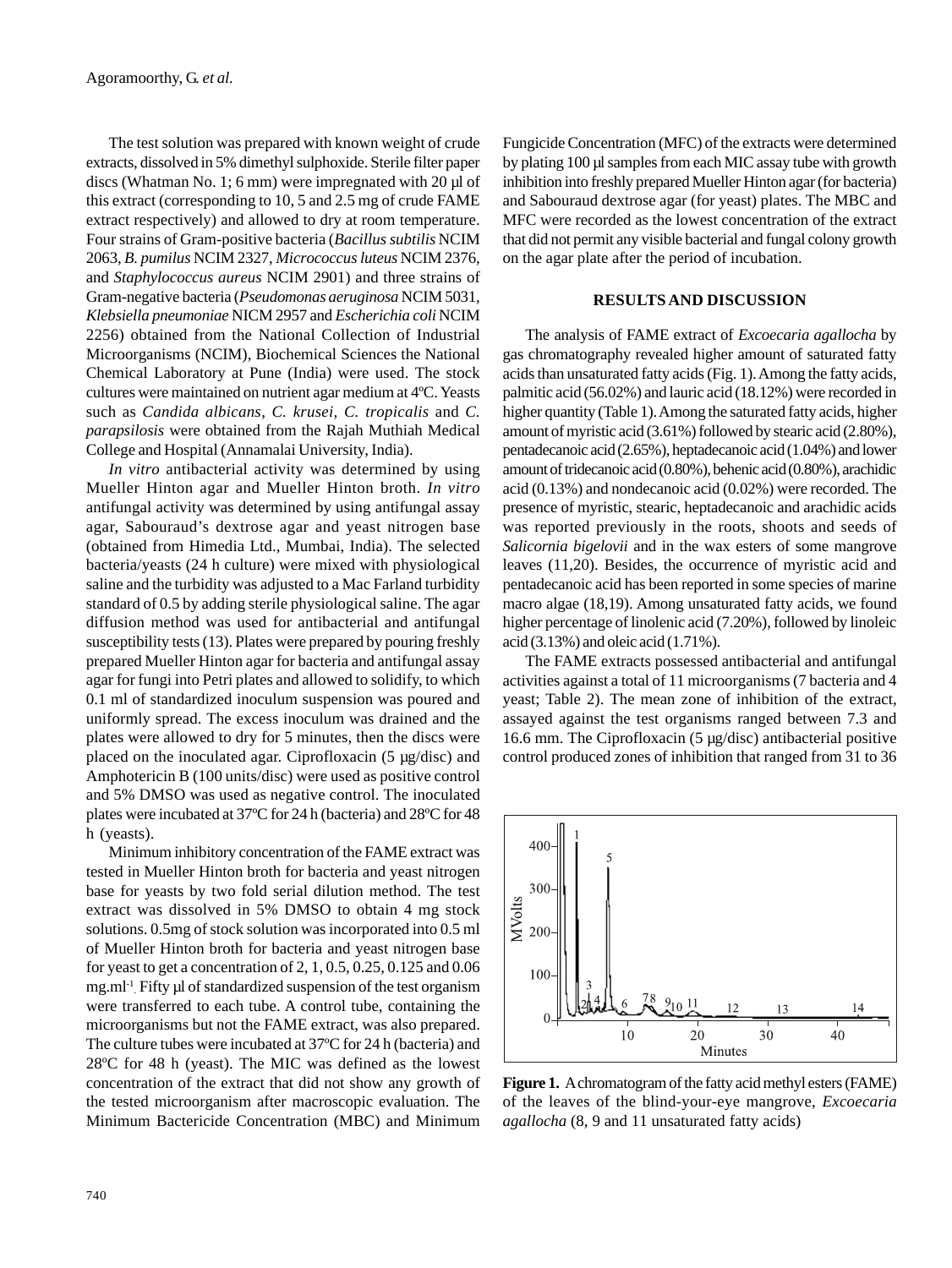The test solution was prepared with known weight of crude extracts, dissolved in 5% dimethyl sulphoxide. Sterile filter paper discs (Whatman No. 1; 6 mm) were impregnated with 20 µl of this extract (corresponding to 10, 5 and 2.5 mg of crude FAME extract respectively) and allowed to dry at room temperature. Four strains of Gram-positive bacteria (*Bacillus subtilis* NCIM 2063, *B. pumilus* NCIM 2327, *Micrococcus luteus* NCIM 2376, and *Staphylococcus aureus* NCIM 2901) and three strains of Gram-negative bacteria (*Pseudomonas aeruginosa* NCIM 5031, *Klebsiella pneumoniae* NICM 2957 and *Escherichia coli* NCIM 2256) obtained from the National Collection of Industrial Microorganisms (NCIM), Biochemical Sciences the National Chemical Laboratory at Pune (India) were used. The stock cultures were maintained on nutrient agar medium at 4ºC. Yeasts such as *Candida albicans*, *C. krusei, C. tropicalis* and *C. parapsilosis* were obtained from the Rajah Muthiah Medical College and Hospital (Annamalai University, India).

*In vitro* antibacterial activity was determined by using Mueller Hinton agar and Mueller Hinton broth. *In vitro* antifungal activity was determined by using antifungal assay agar, Sabouraud's dextrose agar and yeast nitrogen base (obtained from Himedia Ltd., Mumbai, India). The selected bacteria/yeasts (24 h culture) were mixed with physiological saline and the turbidity was adjusted to a Mac Farland turbidity standard of 0.5 by adding sterile physiological saline. The agar diffusion method was used for antibacterial and antifungal susceptibility tests (13). Plates were prepared by pouring freshly prepared Mueller Hinton agar for bacteria and antifungal assay agar for fungi into Petri plates and allowed to solidify, to which 0.1 ml of standardized inoculum suspension was poured and uniformly spread. The excess inoculum was drained and the plates were allowed to dry for 5 minutes, then the discs were placed on the inoculated agar. Ciprofloxacin (5 µg/disc) and Amphotericin B (100 units/disc) were used as positive control and 5% DMSO was used as negative control. The inoculated plates were incubated at 37ºC for 24 h (bacteria) and 28ºC for 48 h (yeasts).

Minimum inhibitory concentration of the FAME extract was tested in Mueller Hinton broth for bacteria and yeast nitrogen base for yeasts by two fold serial dilution method. The test extract was dissolved in 5% DMSO to obtain 4 mg stock solutions. 0.5mg of stock solution was incorporated into 0.5 ml of Mueller Hinton broth for bacteria and yeast nitrogen base for yeast to get a concentration of 2, 1, 0.5, 0.25, 0.125 and 0.06 $mg.ml^{-1}$. Fifty µl of standardized suspension of the test organism were transferred to each tube. A control tube, containing the microorganisms but not the FAME extract, was also prepared. The culture tubes were incubated at 37ºC for 24 h (bacteria) and 28ºC for 48 h (yeast). The MIC was defined as the lowest concentration of the extract that did not show any growth of the tested microorganism after macroscopic evaluation. The Minimum Bactericide Concentration (MBC) and Minimum Fungicide Concentration (MFC) of the extracts were determined by plating 100 µl samples from each MIC assay tube with growth inhibition into freshly prepared Mueller Hinton agar (for bacteria) and Sabouraud dextrose agar (for yeast) plates. The MBC and MFC were recorded as the lowest concentration of the extract that did not permit any visible bacterial and fungal colony growth on the agar plate after the period of incubation.

## RESULTS AND DISCUSSION

The analysis of FAME extract of *Excoecaria agallocha* by gas chromatography revealed higher amount of saturated fatty acids than unsaturated fatty acids (Fig. 1). Among the fatty acids, palmitic acid (56.02%) and lauric acid (18.12%) were recorded in higher quantity (Table 1). Among the saturated fatty acids, higher amount of myristic acid (3.61%) followed by stearic acid (2.80%), pentadecanoic acid (2.65%), heptadecanoic acid (1.04%) and lower amount of tridecanoic acid (0.80%), behenic acid (0.80%), arachidic acid (0.13%) and nondecanoic acid (0.02%) were recorded. The presence of myristic, stearic, heptadecanoic and arachidic acids was reported previously in the roots, shoots and seeds of *Salicornia bigelovii* and in the wax esters of some mangrove leaves (11,20). Besides, the occurrence of myristic acid and pentadecanoic acid has been reported in some species of marine macro algae (18,19). Among unsaturated fatty acids, we found higher percentage of linolenic acid (7.20%), followed by linoleic acid (3.13%) and oleic acid (1.71%).

The FAME extracts possessed antibacterial and antifungal activities against a total of 11 microorganisms (7 bacteria and 4 yeast; Table 2). The mean zone of inhibition of the extract, assayed against the test organisms ranged between 7.3 and 16.6 mm. The Ciprofloxacin (5 µg/disc) antibacterial positive control produced zones of inhibition that ranged from 31 to 36

**Figure 1.** A chromatogram of the fatty acid methyl esters (FAME) of the leaves of the blind-your-eye mangrove, *Excoecaria agallocha* (8, 9 and 11 unsaturated fatty acids)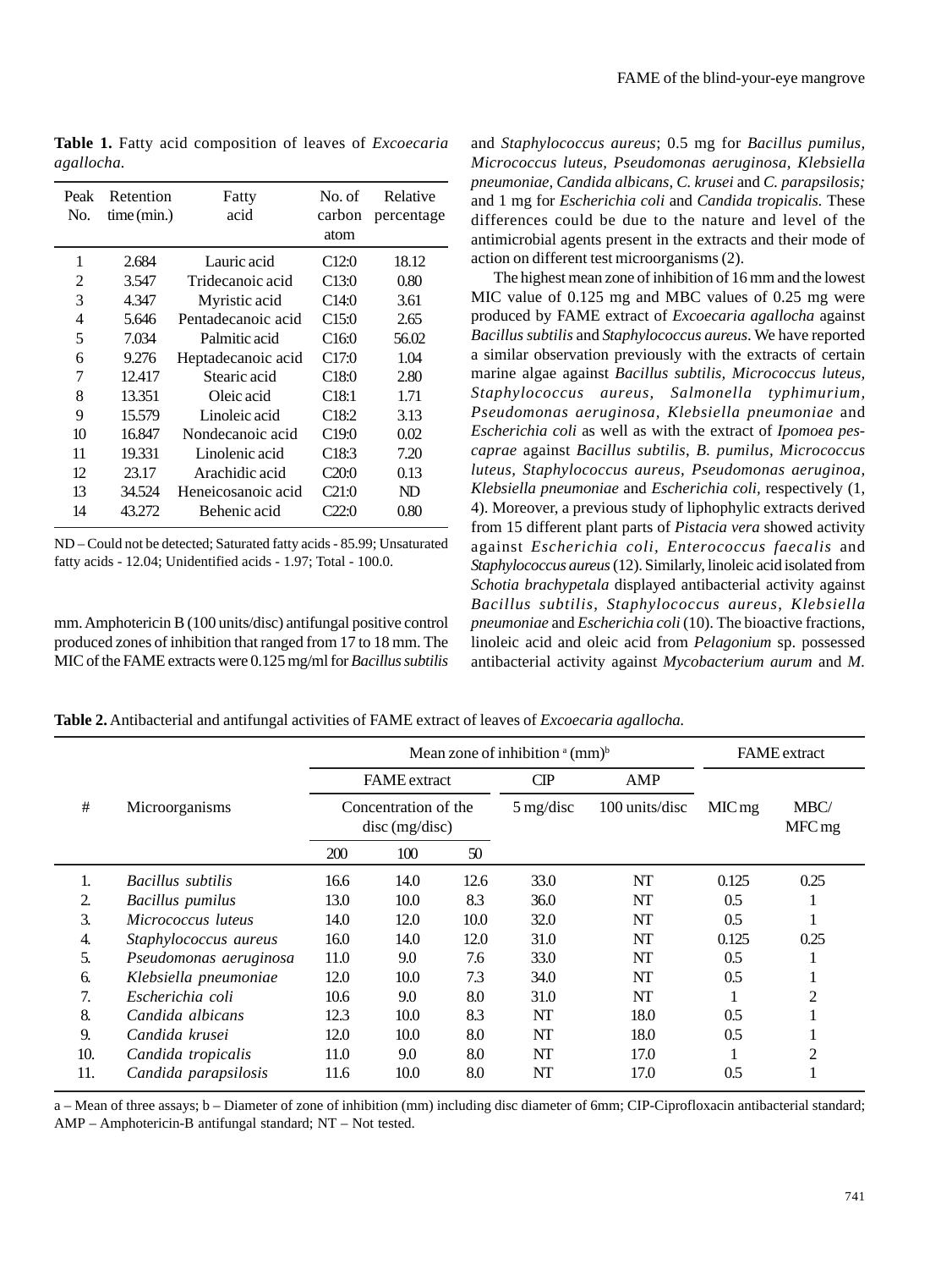**Table 1.** Fatty acid composition of leaves of *Excoecaria agallocha*.

| Peak No. | Retention time (min.) | Fatty acid | No. of carbon atom | Relative percentage |
|---|---|---|---|---|
| 1 | 2.684 | Lauric acid | C12:0 | 18.12 |
| 2 | 3.547 | Tridecanoic acid | C13:0 | 0.80 |
| 3 | 4.347 | Myristic acid | C14:0 | 3.61 |
| 4 | 5.646 | Pentadecanoic acid | C15:0 | 2.65 |
| 5 | 7.034 | Palmitic acid | C16:0 | 56.02 |
| 6 | 9.276 | Heptadecanoic acid | C17:0 | 1.04 |
| 7 | 12.417 | Stearic acid | C18:0 | 2.80 |
| 8 | 13.351 | Oleic acid | C18:1 | 1.71 |
| 9 | 15.579 | Linoleic acid | C18:2 | 3.13 |
| 10 | 16.847 | Nondecanoic acid | C19:0 | 0.02 |
| 11 | 19.331 | Linolenic acid | C18:3 | 7.20 |
| 12 | 23.17 | Arachidic acid | C20:0 | 0.13 |
| 13 | 34.524 | Heneicosanoic acid | C21:0 | ND |
| 14 | 43.272 | Behenic acid | C22:0 | 0.80 |

ND – Could not be detected; Saturated fatty acids - 85.99; Unsaturated fatty acids - 12.04; Unidentified acids - 1.97; Total - 100.0.

mm. Amphotericin B (100 units/disc) antifungal positive control produced zones of inhibition that ranged from 17 to 18 mm. The MIC of the FAME extracts were 0.125 mg/ml for *Bacillus subtilis* and *Staphylococcus aureus*; 0.5 mg for *Bacillus pumilus, Micrococcus luteus, Pseudomonas aeruginosa, Klebsiella pneumoniae, Candida albicans, C. krusei* and *C. parapsilosis;* and 1 mg for *Escherichia coli* and *Candida tropicalis.* These differences could be due to the nature and level of the antimicrobial agents present in the extracts and their mode of action on different test microorganisms (2).

The highest mean zone of inhibition of 16 mm and the lowest MIC value of 0.125 mg and MBC values of 0.25 mg were produced by FAME extract of *Excoecaria agallocha* against *Bacillus subtilis* and *Staphylococcus aureus*. We have reported a similar observation previously with the extracts of certain marine algae against *Bacillus subtilis, Micrococcus luteus, Staphylococcus aureus, Salmonella typhimurium, Pseudomonas aeruginosa, Klebsiella pneumoniae* and *Escherichia coli* as well as with the extract of *Ipomoea pes-caprae* against *Bacillus subtilis*, *B. pumilus, Micrococcus luteus, Staphylococcus aureus, Pseudomonas aeruginoa, Klebsiella pneumoniae* and *Escherichia coli,* respectively (1, 4). Moreover, a previous study of liphophylic extracts derived from 15 different plant parts of *Pistacia vera* showed activity against *Escherichia coli, Enterococcus faecalis* and *Staphylococcus aureus* (12). Similarly, linoleic acid isolated from *Schotia brachypetala* displayed antibacterial activity against *Bacillus subtilis, Staphylococcus aureus, Klebsiella pneumoniae* and *Escherichia coli* (10). The bioactive fractions, linoleic acid and oleic acid from *Pelagonium* sp. possessed antibacterial activity against *Mycobacterium aurum* and *M.*

**Table 2.** Antibacterial and antifungal activities of FAME extract of leaves of *Excoecaria agallocha.*

| # | Microorganisms | Mean zone of inhibition [a] (mm)[b] | | | | | FAME extract | |
|---|---|---|---|---|---|---|---|---|
| | | FAME extract | | | CIP | AMP | | |
| | | Concentration of the disc (mg/disc) | | | 5 mg/disc | 100 units/disc | MIC mg | MBC/MFC mg |
| | | 200 | 100 | 50 | | | | |
| 1. | *Bacillus subtilis* | 16.6 | 14.0 | 12.6 | 33.0 | NT | 0.125 | 0.25 |
| 2. | *Bacillus pumilus* | 13.0 | 10.0 | 8.3 | 36.0 | NT | 0.5 | 1 |
| 3. | *Micrococcus luteus* | 14.0 | 12.0 | 10.0 | 32.0 | NT | 0.5 | 1 |
| 4. | *Staphylococcus aureus* | 16.0 | 14.0 | 12.0 | 31.0 | NT | 0.125 | 0.25 |
| 5. | *Pseudomonas aeruginosa* | 11.0 | 9.0 | 7.6 | 33.0 | NT | 0.5 | 1 |
| 6. | *Klebsiella pneumoniae* | 12.0 | 10.0 | 7.3 | 34.0 | NT | 0.5 | 1 |
| 7. | *Escherichia coli* | 10.6 | 9.0 | 8.0 | 31.0 | NT | 1 | 2 |
| 8. | *Candida albicans* | 12.3 | 10.0 | 8.3 | NT | 18.0 | 0.5 | 1 |
| 9. | *Candida krusei* | 12.0 | 10.0 | 8.0 | NT | 18.0 | 0.5 | 1 |
| 10. | *Candida tropicalis* | 11.0 | 9.0 | 8.0 | NT | 17.0 | 1 | 2 |
| 11. | *Candida parapsilosis* | 11.6 | 10.0 | 8.0 | NT | 17.0 | 0.5 | 1 |

a – Mean of three assays; b – Diameter of zone of inhibition (mm) including disc diameter of 6mm; CIP-Ciprofloxacin antibacterial standard; AMP – Amphotericin-B antifungal standard; NT – Not tested.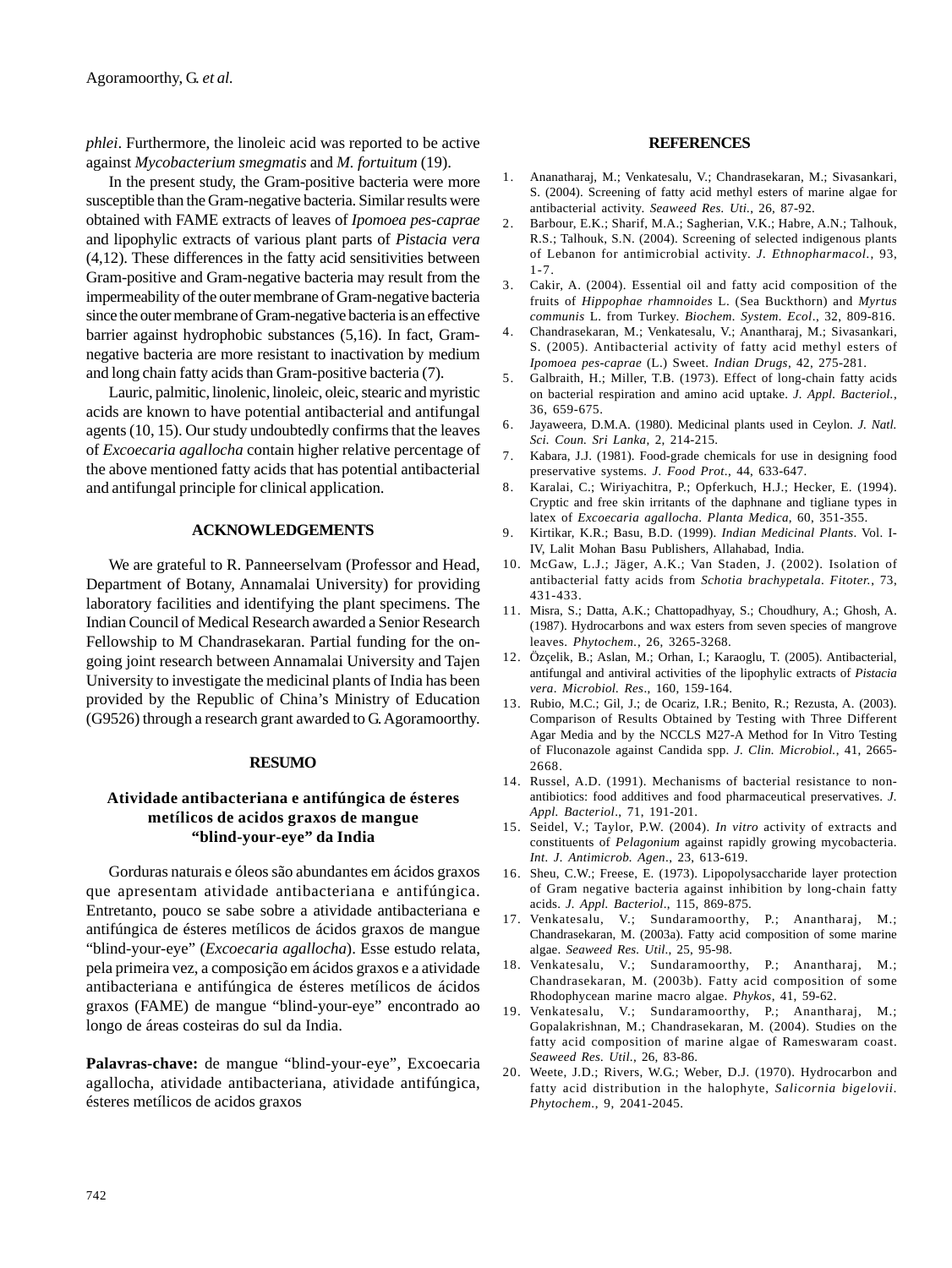*phlei*. Furthermore, the linoleic acid was reported to be active against *Mycobacterium smegmatis* and *M. fortuitum* (19).

In the present study, the Gram-positive bacteria were more susceptible than the Gram-negative bacteria. Similar results were obtained with FAME extracts of leaves of *Ipomoea pes-caprae* and lipophylic extracts of various plant parts of *Pistacia vera* (4,12). These differences in the fatty acid sensitivities between Gram-positive and Gram-negative bacteria may result from the impermeability of the outer membrane of Gram-negative bacteria since the outer membrane of Gram-negative bacteria is an effective barrier against hydrophobic substances (5,16). In fact, Gram-negative bacteria are more resistant to inactivation by medium and long chain fatty acids than Gram-positive bacteria (7).

Lauric, palmitic, linolenic, linoleic, oleic, stearic and myristic acids are known to have potential antibacterial and antifungal agents (10, 15). Our study undoubtedly confirms that the leaves of *Excoecaria agallocha* contain higher relative percentage of the above mentioned fatty acids that has potential antibacterial and antifungal principle for clinical application.

## ACKNOWLEDGEMENTS

We are grateful to R. Panneerselvam (Professor and Head, Department of Botany, Annamalai University) for providing laboratory facilities and identifying the plant specimens. The Indian Council of Medical Research awarded a Senior Research Fellowship to M Chandrasekaran. Partial funding for the on-going joint research between Annamalai University and Tajen University to investigate the medicinal plants of India has been provided by the Republic of China's Ministry of Education (G9526) through a research grant awarded to G. Agoramoorthy.

## RESUMO

### Atividade antibacteriana e antifúngica de ésteres metílicos de acidos graxos de mangue "blind-your-eye" da India

Gorduras naturais e óleos são abundantes em ácidos graxos que apresentam atividade antibacteriana e antifúngica. Entretanto, pouco se sabe sobre a atividade antibacteriana e antifúngica de ésteres metílicos de ácidos graxos de mangue "blind-your-eye" (*Excoecaria agallocha*). Esse estudo relata, pela primeira vez, a composição em ácidos graxos e a atividade antibacteriana e antifúngica de ésteres metílicos de ácidos graxos (FAME) de mangue "blind-your-eye" encontrado ao longo de áreas costeiras do sul da India.

**Palavras-chave:** de mangue "blind-your-eye", Excoecaria agallocha, atividade antibacteriana, atividade antifúngica, ésteres metílicos de acidos graxos

## REFERENCES

1. Ananatharaj, M.; Venkatesalu, V.; Chandrasekaran, M.; Sivasankari, S. (2004). Screening of fatty acid methyl esters of marine algae for antibacterial activity. *Seaweed Res. Uti.*, 26, 87-92.
2. Barbour, E.K.; Sharif, M.A.; Sagherian, V.K.; Habre, A.N.; Talhouk, R.S.; Talhouk, S.N. (2004). Screening of selected indigenous plants of Lebanon for antimicrobial activity. *J. Ethnopharmacol.*, 93, 1-7.
3. Cakir, A. (2004). Essential oil and fatty acid composition of the fruits of *Hippophae rhamnoides* L. (Sea Buckthorn) and *Myrtus communis* L. from Turkey. *Biochem. System. Ecol.*, 32, 809-816.
4. Chandrasekaran, M.; Venkatesalu, V.; Anantharaj, M.; Sivasankari, S. (2005). Antibacterial activity of fatty acid methyl esters of *Ipomoea pes-caprae* (L.) Sweet. *Indian Drugs*, 42, 275-281.
5. Galbraith, H.; Miller, T.B. (1973). Effect of long-chain fatty acids on bacterial respiration and amino acid uptake. *J. Appl. Bacteriol.*, 36, 659-675.
6. Jayaweera, D.M.A. (1980). Medicinal plants used in Ceylon. *J. Natl. Sci. Coun. Sri Lanka*, 2, 214-215.
7. Kabara, J.J. (1981). Food-grade chemicals for use in designing food preservative systems. *J. Food Prot.*, 44, 633-647.
8. Karalai, C.; Wiriyachitra, P.; Opferkuch, H.J.; Hecker, E. (1994). Cryptic and free skin irritants of the daphnane and tigliane types in latex of *Excoecaria agallocha*. *Planta Medica*, 60, 351-355.
9. Kirtikar, K.R.; Basu, B.D. (1999). *Indian Medicinal Plants*. Vol. I-IV, Lalit Mohan Basu Publishers, Allahabad, India.
10. McGaw, L.J.; Jäger, A.K.; Van Staden, J. (2002). Isolation of antibacterial fatty acids from *Schotia brachypetala*. *Fitoter.*, 73, 431-433.
11. Misra, S.; Datta, A.K.; Chattopadhyay, S.; Choudhury, A.; Ghosh, A. (1987). Hydrocarbons and wax esters from seven species of mangrove leaves. *Phytochem.*, 26, 3265-3268.
12. Özçelik, B.; Aslan, M.; Orhan, I.; Karaoglu, T. (2005). Antibacterial, antifungal and antiviral activities of the lipophylic extracts of *Pistacia vera*. *Microbiol. Res.*, 160, 159-164.
13. Rubio, M.C.; Gil, J.; de Ocariz, I.R.; Benito, R.; Rezusta, A. (2003). Comparison of Results Obtained by Testing with Three Different Agar Media and by the NCCLS M27-A Method for In Vitro Testing of Fluconazole against Candida spp. *J. Clin. Microbiol.*, 41, 2665-2668.
14. Russel, A.D. (1991). Mechanisms of bacterial resistance to non-antibiotics: food additives and food pharmaceutical preservatives. *J. Appl. Bacteriol.*, 71, 191-201.
15. Seidel, V.; Taylor, P.W. (2004). *In vitro* activity of extracts and constituents of *Pelagonium* against rapidly growing mycobacteria. *Int. J. Antimicrob. Agen.*, 23, 613-619.
16. Sheu, C.W.; Freese, E. (1973). Lipopolysaccharide layer protection of Gram negative bacteria against inhibition by long-chain fatty acids. *J. Appl. Bacteriol.*, 115, 869-875.
17. Venkatesalu, V.; Sundaramoorthy, P.; Anantharaj, M.; Chandrasekaran, M. (2003a). Fatty acid composition of some marine algae. *Seaweed Res. Util.*, 25, 95-98.
18. Venkatesalu, V.; Sundaramoorthy, P.; Anantharaj, M.; Chandrasekaran, M. (2003b). Fatty acid composition of some Rhodophycean marine macro algae. *Phykos*, 41, 59-62.
19. Venkatesalu, V.; Sundaramoorthy, P.; Anantharaj, M.; Gopalakrishnan, M.; Chandrasekaran, M. (2004). Studies on the fatty acid composition of marine algae of Rameswaram coast. *Seaweed Res. Util.*, 26, 83-86.
20. Weete, J.D.; Rivers, W.G.; Weber, D.J. (1970). Hydrocarbon and fatty acid distribution in the halophyte, *Salicornia bigelovii*. *Phytochem.*, 9, 2041-2045.